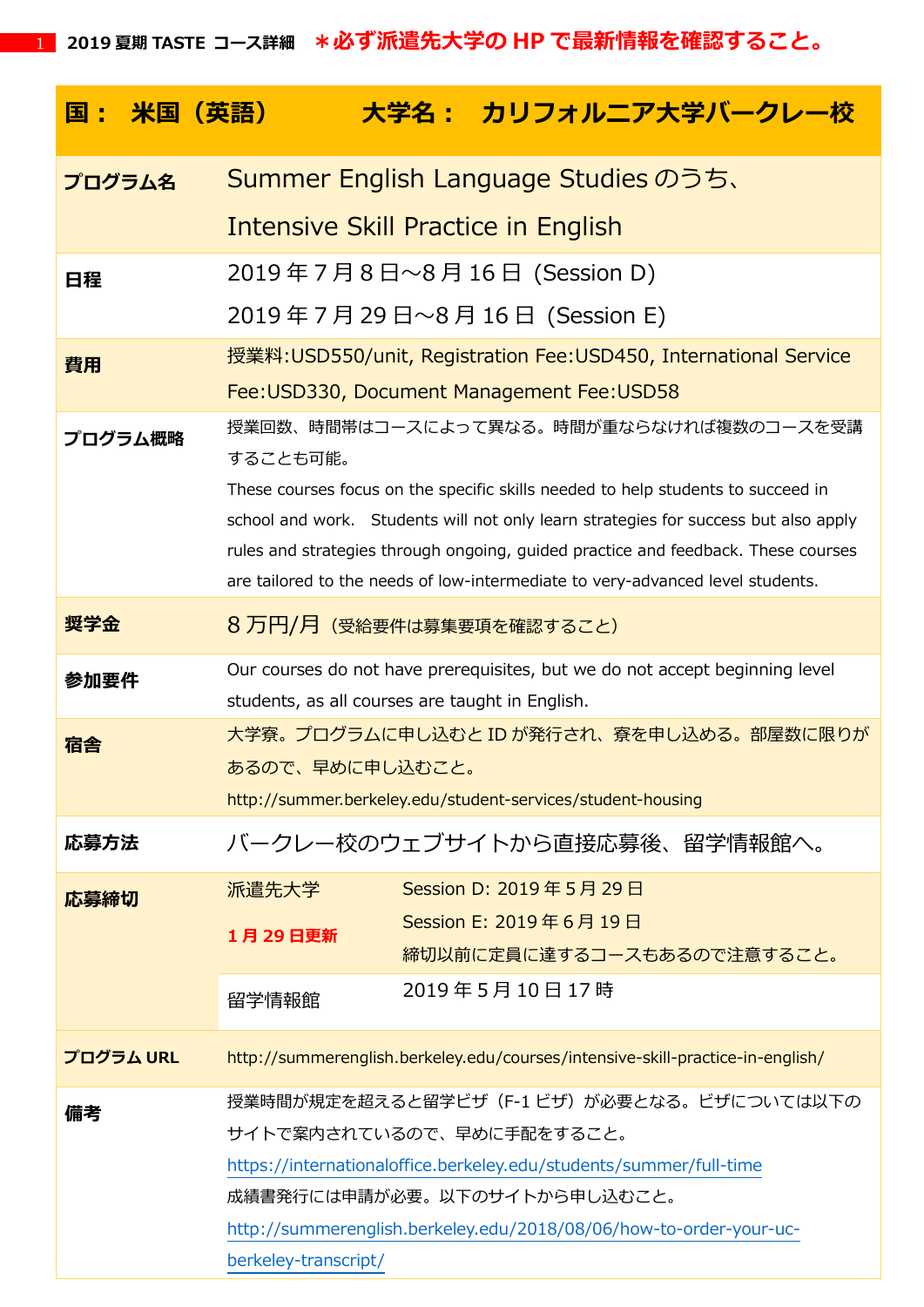2019 夏期 TASTE コース詳細　**＊必ず派遣先大学の HP で最新情報を確認すること。**

| 国：　米国（英語） | 大学名：　カリフォルニア大学バークレー校 | |
|---|---|---|
| プログラム名 | Summer English Language Studies のうち、<br>Intensive Skill Practice in English | |
| 日程 | 2019 年 7 月 8 日～8 月 16 日（Session D）<br>2019 年 7 月 29 日～8 月 16 日（Session E） | |
| 費用 | 授業料:USD550/unit, Registration Fee:USD450, International Service Fee:USD330, Document Management Fee:USD58 | |
| プログラム概略 | 授業回数、時間帯はコースによって異なる。時間が重ならなければ複数のコースを受講することも可能。<br>These courses focus on the specific skills needed to help students to succeed in school and work.　Students will not only learn strategies for success but also apply rules and strategies through ongoing, guided practice and feedback. These courses are tailored to the needs of low-intermediate to very-advanced level students. | |
| 奨学金 | 8 万円/月（受給要件は募集要項を確認すること） | |
| 参加要件 | Our courses do not have prerequisites, but we do not accept beginning level students, as all courses are taught in English. | |
| 宿舎 | 大学寮。プログラムに申し込むと ID が発行され、寮を申し込める。部屋数に限りがあるので、早めに申し込むこと。<br>http://summer.berkeley.edu/student-services/student-housing | |
| 応募方法 | バークレー校のウェブサイトから直接応募後、留学情報館へ。 | |
| 応募締切 | 派遣先大学<br>**1 月 29 日更新** | Session D: 2019 年 5 月 29 日<br>Session E: 2019 年 6 月 19 日<br>締切以前に定員に達するコースもあるので注意すること。 |
| | 留学情報館 | 2019 年 5 月 10 日 17 時 |
| プログラム URL | http://summerenglish.berkeley.edu/courses/intensive-skill-practice-in-english/ | |
| 備考 | 授業時間が規定を超えると留学ビザ（F-1 ビザ）が必要となる。ビザについては以下のサイトで案内されているので、早めに手配をすること。<br>https://internationaloffice.berkeley.edu/students/summer/full-time<br>成績書発行には申請が必要。以下のサイトから申し込むこと。<br>http://summerenglish.berkeley.edu/2018/08/06/how-to-order-your-uc-berkeley-transcript/ | |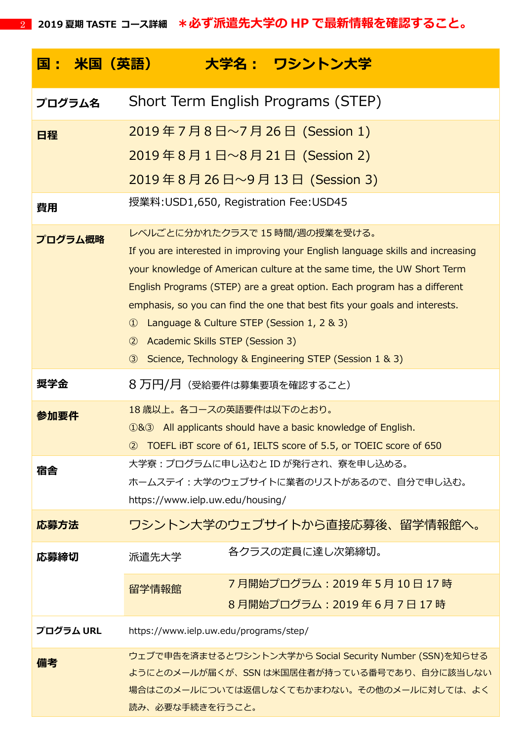**＊必ず派遣先大学の HP で最新情報を確認すること。**

| 国： 米国（英語） | 大学名： ワシントン大学 | |
|---|---|---|
| プログラム名 | Short Term English Programs (STEP) | |
| 日程 | 2019 年 7 月 8 日～7 月 26 日 (Session 1)<br>2019 年 8 月 1 日～8 月 21 日 (Session 2)<br>2019 年 8 月 26 日～9 月 13 日 (Session 3) | |
| 費用 | 授業料:USD1,650, Registration Fee:USD45 | |
| プログラム概略 | レベルごとに分かれたクラスで 15 時間/週の授業を受ける。<br>If you are interested in improving your English language skills and increasing your knowledge of American culture at the same time, the UW Short Term English Programs (STEP) are a great option. Each program has a different emphasis, so you can find the one that best fits your goals and interests.<br>① Language & Culture STEP (Session 1, 2 & 3)<br>② Academic Skills STEP (Session 3)<br>③ Science, Technology & Engineering STEP (Session 1 & 3) | |
| 奨学金 | 8 万円/月（受給要件は募集要項を確認すること） | |
| 参加要件 | 18 歳以上。各コースの英語要件は以下のとおり。<br>①&③ All applicants should have a basic knowledge of English.<br>② TOEFL iBT score of 61, IELTS score of 5.5, or TOEIC score of 650 | |
| 宿舎 | 大学寮：プログラムに申し込むと ID が発行され、寮を申し込める。<br>ホームステイ：大学のウェブサイトに業者のリストがあるので、自分で申し込む。<br>https://www.ielp.uw.edu/housing/ | |
| 応募方法 | ワシントン大学のウェブサイトから直接応募後、留学情報館へ。 | |
| 応募締切 | 派遣先大学 | 各クラスの定員に達し次第締切。 |
| | 留学情報館 | 7 月開始プログラム：2019 年 5 月 10 日 17 時<br>8 月開始プログラム：2019 年 6 月 7 日 17 時 |
| プログラム URL | https://www.ielp.uw.edu/programs/step/ | |
| 備考 | ウェブで申告を済ませるとワシントン大学から Social Security Number (SSN)を知らせるようにとのメールが届くが、SSN は米国居住者が持っている番号であり、自分に該当しない場合はこのメールについては返信しなくてもかまわない。その他のメールに対しては、よく読み、必要な手続きを行うこと。 | |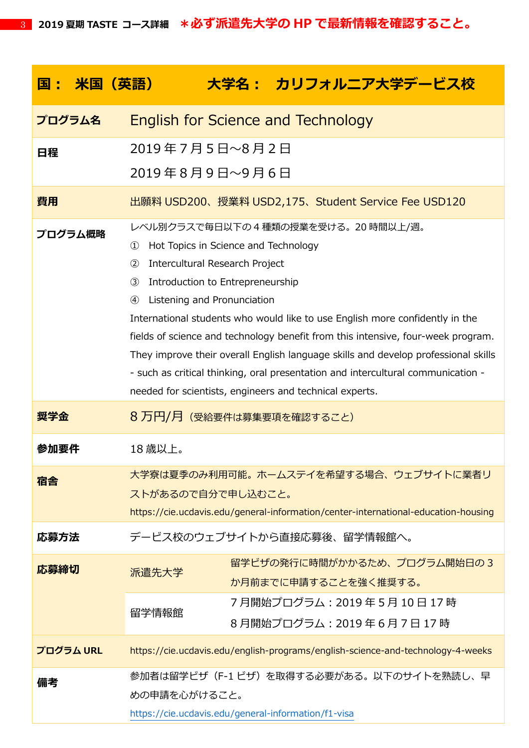**＊必ず派遣先大学の HP で最新情報を確認すること。**

| 国： 米国（英語） | 大学名： カリフォルニア大学デービス校 | |
|---|---|---|
| **プログラム名** | English for Science and Technology | |
| **日程** | 2019 年 7 月 5 日～8 月 2 日<br>2019 年 8 月 9 日～9 月 6 日 | |
| **費用** | 出願料 USD200、授業料 USD2,175、Student Service Fee USD120 | |
| **プログラム概略** | レベル別クラスで毎日以下の 4 種類の授業を受ける。20 時間以上/週。<br>① Hot Topics in Science and Technology<br>② Intercultural Research Project<br>③ Introduction to Entrepreneurship<br>④ Listening and Pronunciation<br>International students who would like to use English more confidently in the fields of science and technology benefit from this intensive, four-week program. They improve their overall English language skills and develop professional skills - such as critical thinking, oral presentation and intercultural communication - needed for scientists, engineers and technical experts. | |
| **奨学金** | 8 万円/月（受給要件は募集要項を確認すること） | |
| **参加要件** | 18 歳以上。 | |
| **宿舎** | 大学寮は夏季のみ利用可能。ホームステイを希望する場合、ウェブサイトに業者リストがあるので自分で申し込むこと。<br>https://cie.ucdavis.edu/general-information/center-international-education-housing | |
| **応募方法** | デービス校のウェブサイトから直接応募後、留学情報館へ。 | |
| **応募締切** | 派遣先大学 | 留学ビザの発行に時間がかかるため、プログラム開始日の 3 か月前までに申請することを強く推奨する。 |
| | 留学情報館 | 7 月開始プログラム：2019 年 5 月 10 日 17 時<br>8 月開始プログラム：2019 年 6 月 7 日 17 時 |
| **プログラム URL** | https://cie.ucdavis.edu/english-programs/english-science-and-technology-4-weeks | |
| **備考** | 参加者は留学ビザ（F-1 ビザ）を取得する必要がある。以下のサイトを熟読し、早めの申請を心がけること。<br>https://cie.ucdavis.edu/general-information/f1-visa | |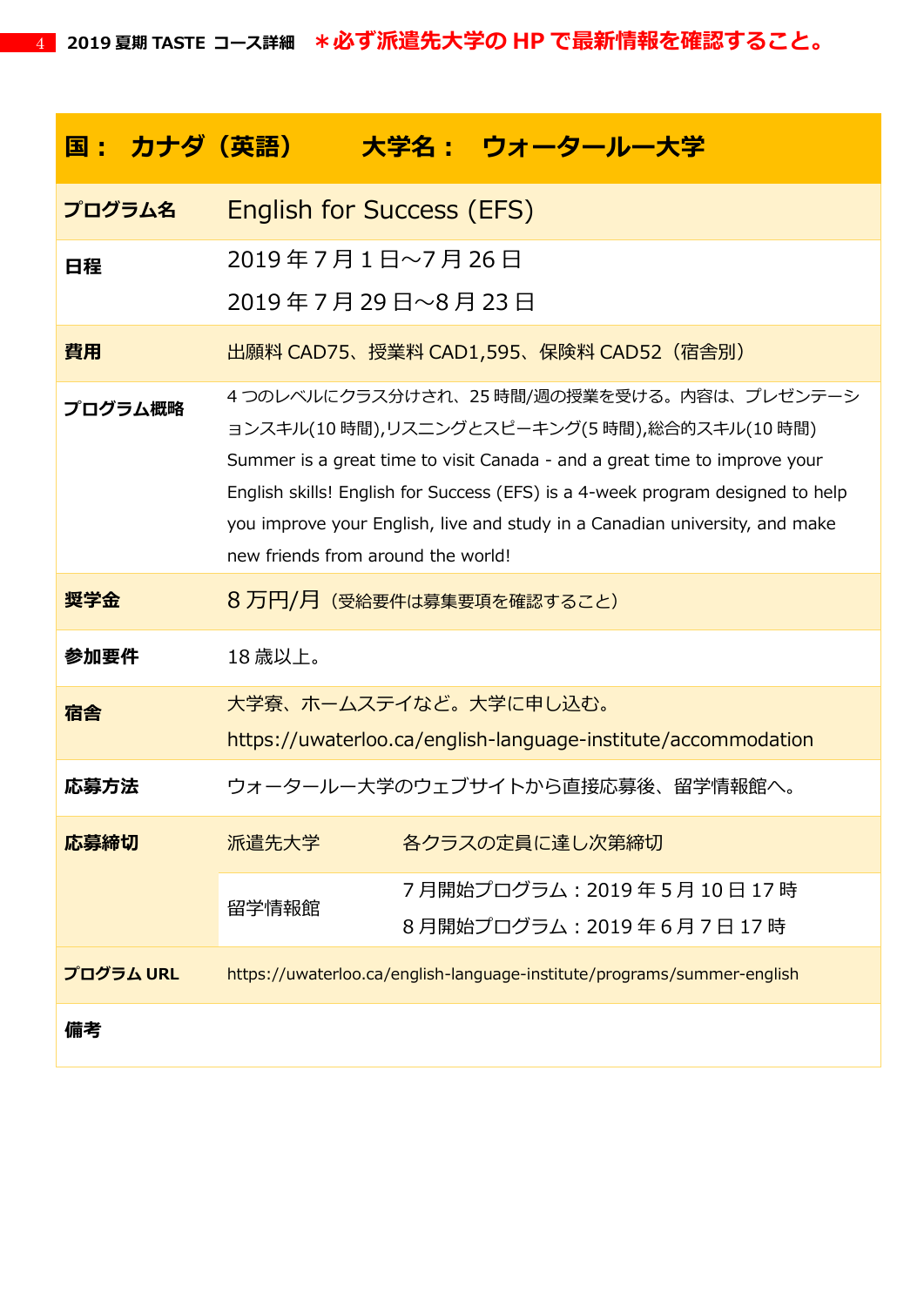**＊必ず派遣先大学の HP で最新情報を確認すること。**

| 国： カナダ（英語） | 大学名： ウォータールー大学 | |
|---|---|---|
| プログラム名 | English for Success (EFS) | |
| 日程 | 2019 年 7 月 1 日～7 月 26 日<br>2019 年 7 月 29 日～8 月 23 日 | |
| 費用 | 出願料 CAD75、授業料 CAD1,595、保険料 CAD52（宿舎別） | |
| プログラム概略 | 4 つのレベルにクラス分けされ、25 時間/週の授業を受ける。内容は、プレゼンテーションスキル(10 時間),リスニングとスピーキング(5 時間),総合的スキル(10 時間)<br>Summer is a great time to visit Canada - and a great time to improve your English skills! English for Success (EFS) is a 4-week program designed to help you improve your English, live and study in a Canadian university, and make new friends from around the world! | |
| 奨学金 | 8 万円/月（受給要件は募集要項を確認すること） | |
| 参加要件 | 18 歳以上。 | |
| 宿舎 | 大学寮、ホームステイなど。大学に申し込む。<br>https://uwaterloo.ca/english-language-institute/accommodation | |
| 応募方法 | ウォータールー大学のウェブサイトから直接応募後、留学情報館へ。 | |
| 応募締切 | 派遣先大学 | 各クラスの定員に達し次第締切 |
| | 留学情報館 | 7 月開始プログラム：2019 年 5 月 10 日 17 時<br>8 月開始プログラム：2019 年 6 月 7 日 17 時 |
| プログラム URL | https://uwaterloo.ca/english-language-institute/programs/summer-english | |
| 備考 | | |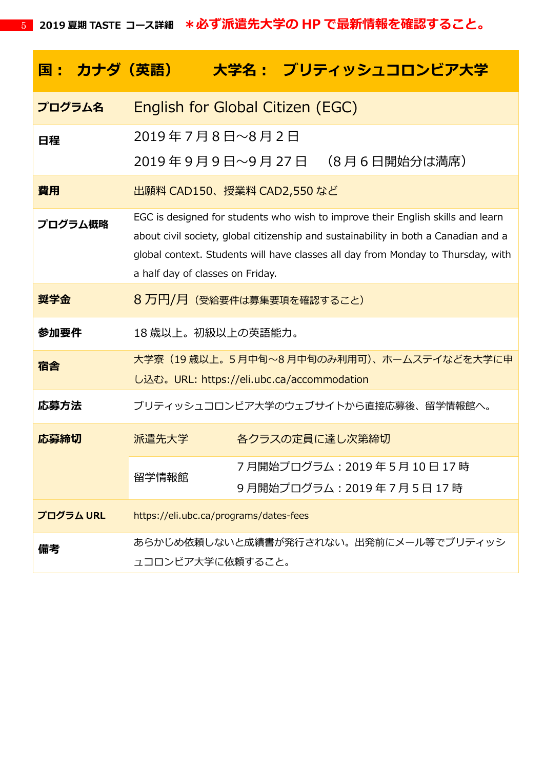2019 夏期 TASTE コース詳細　**＊必ず派遣先大学の HP で最新情報を確認すること。**

| 国：　カナダ（英語） | 大学名：　ブリティッシュコロンビア大学 | |
|---|---|---|
| **プログラム名** | English for Global Citizen (EGC) | |
| **日程** | 2019 年 7 月 8 日～8 月 2 日<br>2019 年 9 月 9 日～9 月 27 日　（8 月 6 日開始分は満席） | |
| **費用** | 出願料 CAD150、授業料 CAD2,550 など | |
| **プログラム概略** | EGC is designed for students who wish to improve their English skills and learn about civil society, global citizenship and sustainability in both a Canadian and a global context. Students will have classes all day from Monday to Thursday, with a half day of classes on Friday. | |
| **奨学金** | 8 万円/月（受給要件は募集要項を確認すること） | |
| **参加要件** | 18 歳以上。初級以上の英語能力。 | |
| **宿舎** | 大学寮（19 歳以上。5 月中旬～8 月中旬のみ利用可）、ホームステイなどを大学に申し込む。URL: https://eli.ubc.ca/accommodation | |
| **応募方法** | ブリティッシュコロンビア大学のウェブサイトから直接応募後、留学情報館へ。 | |
| **応募締切** | 派遣先大学 | 各クラスの定員に達し次第締切 |
| | 留学情報館 | 7 月開始プログラム：2019 年 5 月 10 日 17 時<br>9 月開始プログラム：2019 年 7 月 5 日 17 時 |
| **プログラム URL** | https://eli.ubc.ca/programs/dates-fees | |
| **備考** | あらかじめ依頼しないと成績書が発行されない。出発前にメール等でブリティッシュコロンビア大学に依頼すること。 | |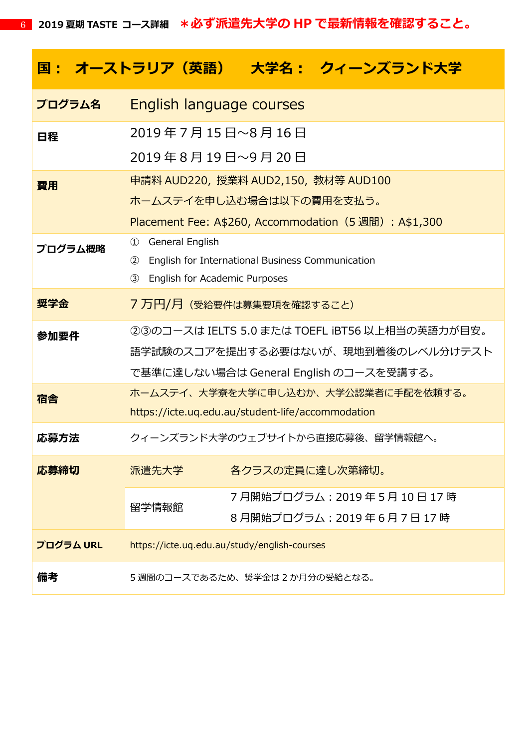**＊必ず派遣先大学の HP で最新情報を確認すること。**

| 国： オーストラリア（英語）　大学名： クィーンズランド大学 | | |
|---|---|---|
| プログラム名 | English language courses | |
| 日程 | 2019 年 7 月 15 日～8 月 16 日<br>2019 年 8 月 19 日～9 月 20 日 | |
| 費用 | 申請料 AUD220, 授業料 AUD2,150, 教材等 AUD100<br>ホームステイを申し込む場合は以下の費用を支払う。<br>Placement Fee: A$260, Accommodation（5 週間）：A$1,300 | |
| プログラム概略 | ① General English<br>② English for International Business Communication<br>③ English for Academic Purposes | |
| 奨学金 | 7 万円/月（受給要件は募集要項を確認すること） | |
| 参加要件 | ②③のコースは IELTS 5.0 または TOEFL iBT56 以上相当の英語力が目安。<br>語学試験のスコアを提出する必要はないが、現地到着後のレベル分けテストで基準に達しない場合は General English のコースを受講する。 | |
| 宿舎 | ホームステイ、大学寮を大学に申し込むか、大学公認業者に手配を依頼する。<br>https://icte.uq.edu.au/student-life/accommodation | |
| 応募方法 | クィーンズランド大学のウェブサイトから直接応募後、留学情報館へ。 | |
| 応募締切 | 派遣先大学 | 各クラスの定員に達し次第締切。 |
| | 留学情報館 | 7 月開始プログラム：2019 年 5 月 10 日 17 時<br>8 月開始プログラム：2019 年 6 月 7 日 17 時 |
| プログラム URL | https://icte.uq.edu.au/study/english-courses | |
| 備考 | 5 週間のコースであるため、奨学金は 2 か月分の受給となる。 | |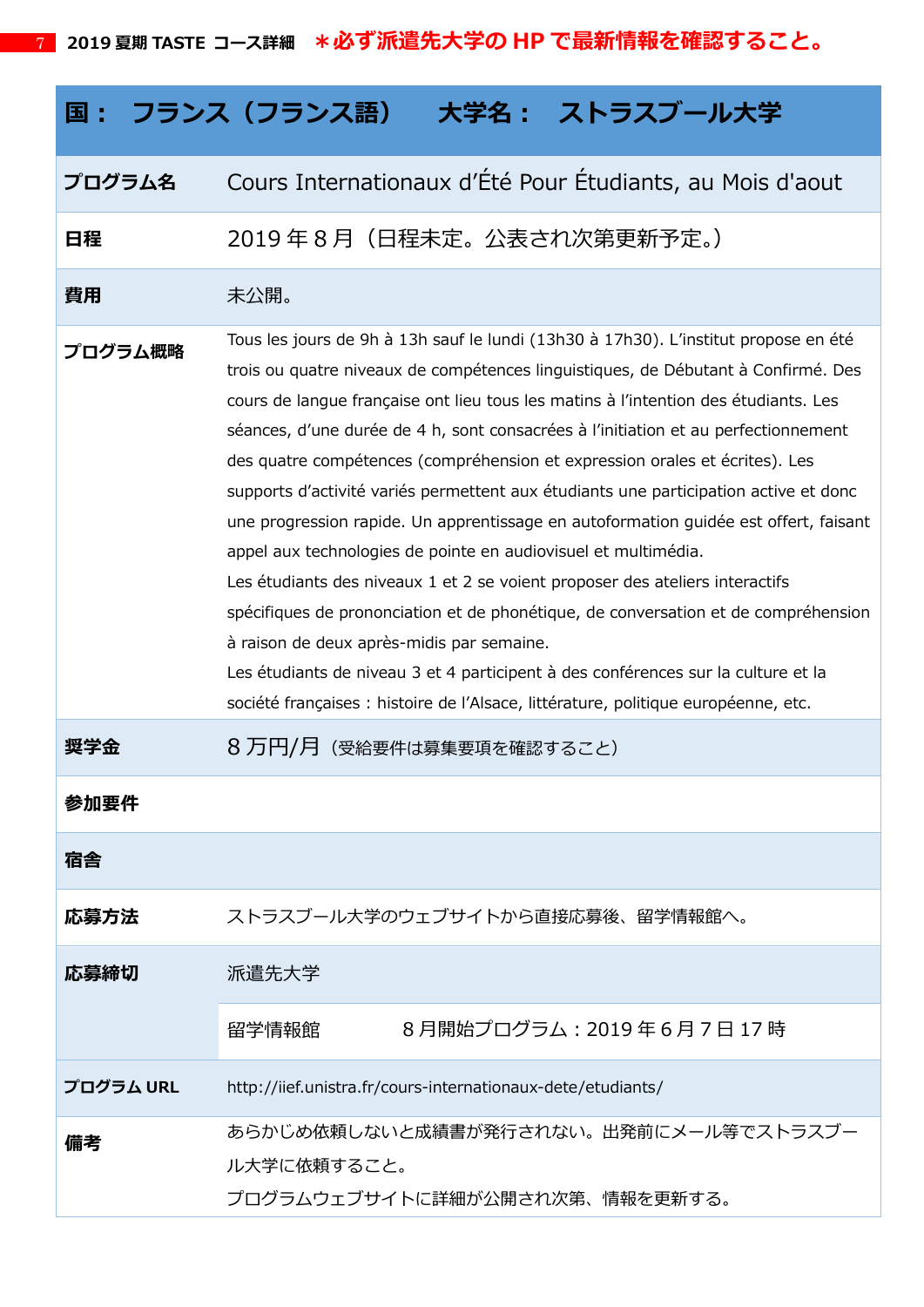**＊必ず派遣先大学の HP で最新情報を確認すること。**

| 国： フランス（フランス語）　大学名： ストラスブール大学 | |
|---|---|
| **プログラム名** | Cours Internationaux d'Été Pour Étudiants, au Mois d'aout |
| **日程** | 2019 年 8 月（日程未定。公表され次第更新予定。） |
| **費用** | 未公開。 |
| **プログラム概略** | Tous les jours de 9h à 13h sauf le lundi (13h30 à 17h30). L'institut propose en été trois ou quatre niveaux de compétences linguistiques, de Débutant à Confirmé. Des cours de langue française ont lieu tous les matins à l'intention des étudiants. Les séances, d'une durée de 4 h, sont consacrées à l'initiation et au perfectionnement des quatre compétences (compréhension et expression orales et écrites). Les supports d'activité variés permettent aux étudiants une participation active et donc une progression rapide. Un apprentissage en autoformation guidée est offert, faisant appel aux technologies de pointe en audiovisuel et multimédia.<br>Les étudiants des niveaux 1 et 2 se voient proposer des ateliers interactifs spécifiques de prononciation et de phonétique, de conversation et de compréhension à raison de deux après-midis par semaine.<br>Les étudiants de niveau 3 et 4 participent à des conférences sur la culture et la société françaises : histoire de l'Alsace, littérature, politique européenne, etc. |
| **奨学金** | 8 万円/月（受給要件は募集要項を確認すること） |
| **参加要件** | |
| **宿舎** | |
| **応募方法** | ストラスブール大学のウェブサイトから直接応募後、留学情報館へ。 |
| **応募締切** | 派遣先大学<br>留学情報館　8 月開始プログラム：2019 年 6 月 7 日 17 時 |
| **プログラム URL** | http://iief.unistra.fr/cours-internationaux-dete/etudiants/ |
| **備考** | あらかじめ依頼しないと成績書が発行されない。出発前にメール等でストラスブール大学に依頼すること。<br>プログラムウェブサイトに詳細が公開され次第、情報を更新する。 |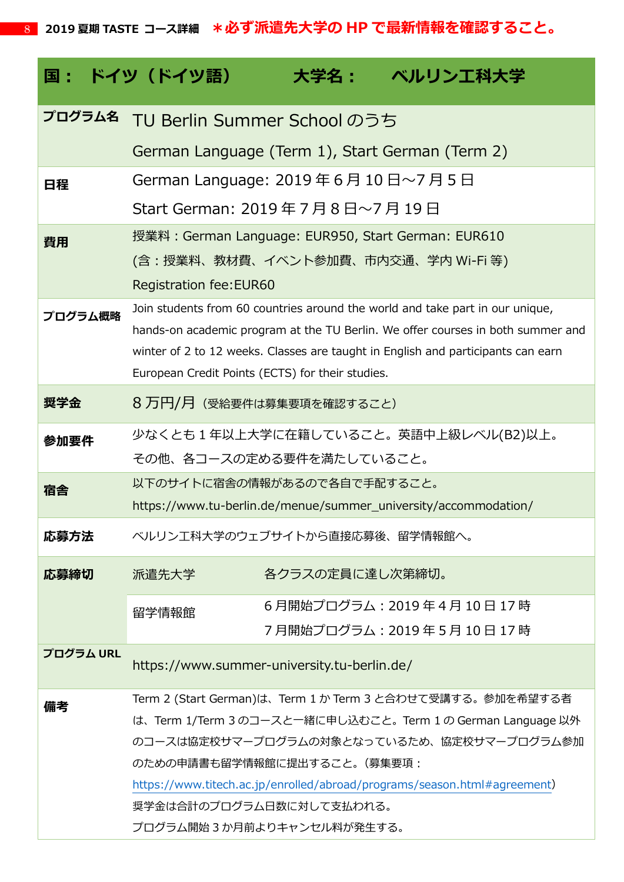**2019 夏期 TASTE コース詳細　＊必ず派遣先大学の HP で最新情報を確認すること。**

| 国：　ドイツ（ドイツ語） | 大学名：　ベルリン工科大学 | |
|---|---|---|
| **プログラム名** | TU Berlin Summer School のうち<br>German Language (Term 1), Start German (Term 2) | |
| **日程** | German Language: 2019 年 6 月 10 日～7 月 5 日<br>Start German: 2019 年 7 月 8 日～7 月 19 日 | |
| **費用** | 授業料：German Language: EUR950, Start German: EUR610<br>(含：授業料、教材費、イベント参加費、市内交通、学内 Wi-Fi 等)<br>Registration fee:EUR60 | |
| **プログラム概略** | Join students from 60 countries around the world and take part in our unique, hands-on academic program at the TU Berlin. We offer courses in both summer and winter of 2 to 12 weeks. Classes are taught in English and participants can earn European Credit Points (ECTS) for their studies. | |
| **奨学金** | 8 万円/月（受給要件は募集要項を確認すること） | |
| **参加要件** | 少なくとも 1 年以上大学に在籍していること。英語中上級レベル(B2)以上。<br>その他、各コースの定める要件を満たしていること。 | |
| **宿舎** | 以下のサイトに宿舎の情報があるので各自で手配すること。<br>https://www.tu-berlin.de/menue/summer_university/accommodation/ | |
| **応募方法** | ベルリン工科大学のウェブサイトから直接応募後、留学情報館へ。 | |
| **応募締切** | 派遣先大学 | 各クラスの定員に達し次第締切。 |
| | 留学情報館 | 6 月開始プログラム：2019 年 4 月 10 日 17 時<br>7 月開始プログラム：2019 年 5 月 10 日 17 時 |
| **プログラム URL** | https://www.summer-university.tu-berlin.de/ | |
| **備考** | Term 2 (Start German)は、Term 1 か Term 3 と合わせて受講する。参加を希望する者は、Term 1/Term 3 のコースと一緒に申し込むこと。Term 1 の German Language 以外のコースは協定校サマープログラムの対象となっているため、協定校サマープログラム参加のための申請書も留学情報館に提出すること。(募集要項：https://www.titech.ac.jp/enrolled/abroad/programs/season.html#agreement)<br>奨学金は合計のプログラム日数に対して支払われる。<br>プログラム開始 3 か月前よりキャンセル料が発生する。 | |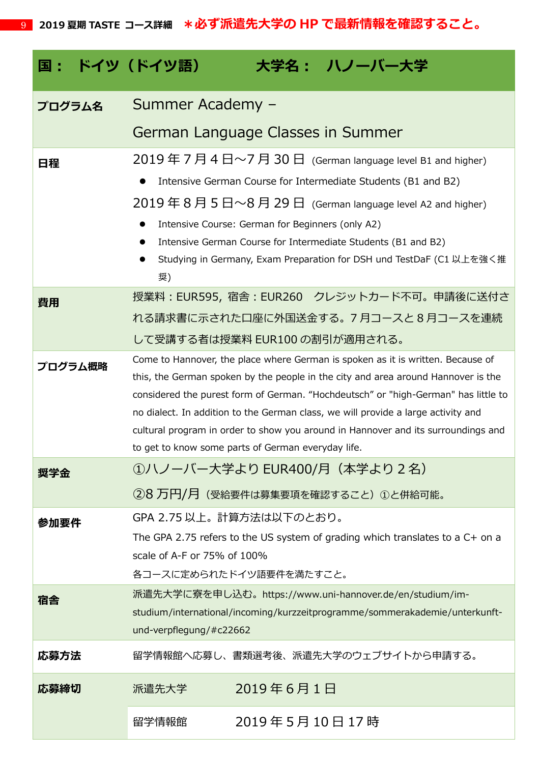**2019 夏期 TASTE コース詳細　＊必ず派遣先大学の HP で最新情報を確認すること。**

| 国：　ドイツ（ドイツ語） | 大学名：　ハノーバー大学 |
|---|---|
| **プログラム名** | Summer Academy – German Language Classes in Summer |
| **日程** | 2019 年 7 月 4 日～7 月 30 日 (German language level B1 and higher)<br>● Intensive German Course for Intermediate Students (B1 and B2)<br>2019 年 8 月 5 日～8 月 29 日 (German language level A2 and higher)<br>● Intensive Course: German for Beginners (only A2)<br>● Intensive German Course for Intermediate Students (B1 and B2)<br>● Studying in Germany, Exam Preparation for DSH und TestDaF (C1 以上を強く推奨) |
| **費用** | 授業料：EUR595, 宿舎：EUR260　クレジットカード不可。申請後に送付される請求書に示された口座に外国送金する。7 月コースと 8 月コースを連続して受講する者は授業料 EUR100 の割引が適用される。 |
| **プログラム概略** | Come to Hannover, the place where German is spoken as it is written. Because of this, the German spoken by the people in the city and area around Hannover is the considered the purest form of German. “Hochdeutsch” or "high-German" has little to no dialect. In addition to the German class, we will provide a large activity and cultural program in order to show you around in Hannover and its surroundings and to get to know some parts of German everyday life. |
| **奨学金** | ①ハノーバー大学より EUR400/月（本学より 2 名）<br>②8 万円/月（受給要件は募集要項を確認すること）①と併給可能。 |
| **参加要件** | GPA 2.75 以上。計算方法は以下のとおり。<br>The GPA 2.75 refers to the US system of grading which translates to a C+ on a scale of A-F or 75% of 100%<br>各コースに定められたドイツ語要件を満たすこと。 |
| **宿舎** | 派遣先大学に寮を申し込む。https://www.uni-hannover.de/en/studium/im-studium/international/incoming/kurzzeitprogramme/sommerakademie/unterkunft-und-verpflegung/#c22662 |
| **応募方法** | 留学情報館へ応募し、書類選考後、派遣先大学のウェブサイトから申請する。 |
| **応募締切** | 派遣先大学　2019 年 6 月 1 日<br>留学情報館　2019 年 5 月 10 日 17 時 |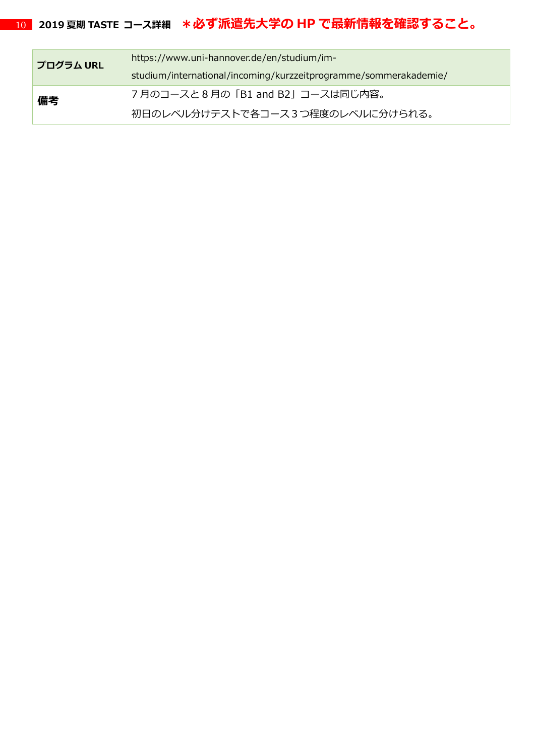| プログラム URL | https://www.uni-hannover.de/en/studium/im-studium/international/incoming/kurzzeitprogramme/sommerakademie/ |
| --- | --- |
| 備考 | 7 月のコースと 8 月の「B1 and B2」コースは同じ内容。<br>初日のレベル分けテストで各コース 3 つ程度のレベルに分けられる。 |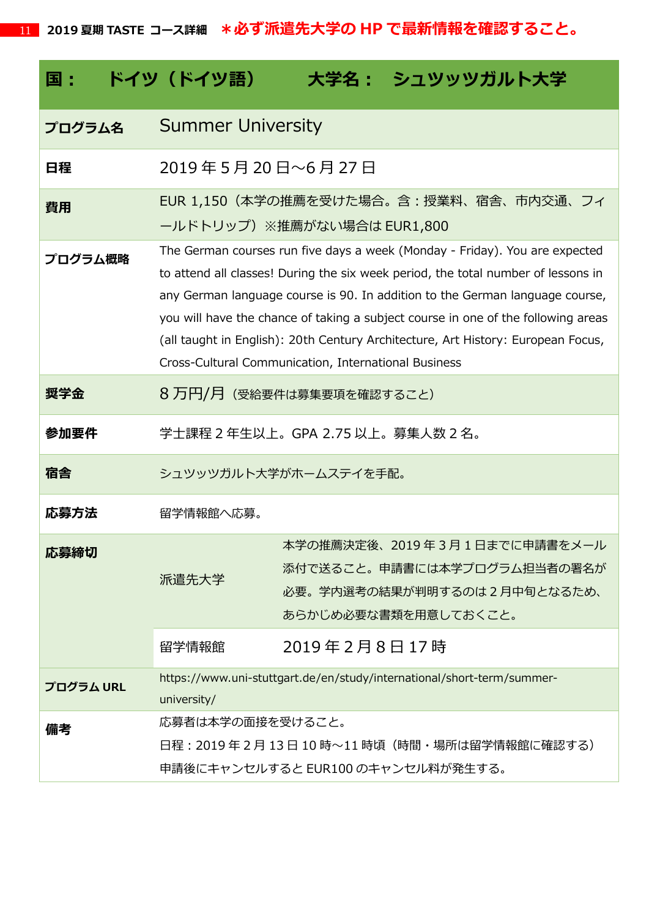**2019 夏期 TASTE コース詳細　＊必ず派遣先大学の HP で最新情報を確認すること。**

| 国：　ドイツ（ドイツ語） | 大学名：　シュツッツガルト大学 | |
|---|---|---|
| プログラム名 | Summer University | |
| 日程 | 2019 年 5 月 20 日～6 月 27 日 | |
| 費用 | EUR 1,150（本学の推薦を受けた場合。含：授業料、宿舎、市内交通、フィールドトリップ）※推薦がない場合は EUR1,800 | |
| プログラム概略 | The German courses run five days a week (Monday - Friday). You are expected to attend all classes! During the six week period, the total number of lessons in any German language course is 90. In addition to the German language course, you will have the chance of taking a subject course in one of the following areas (all taught in English): 20th Century Architecture, Art History: European Focus, Cross-Cultural Communication, International Business | |
| 奨学金 | 8 万円/月（受給要件は募集要項を確認すること） | |
| 参加要件 | 学士課程 2 年生以上。GPA 2.75 以上。募集人数 2 名。 | |
| 宿舎 | シュツッツガルト大学がホームステイを手配。 | |
| 応募方法 | 留学情報館へ応募。 | |
| 応募締切 | 派遣先大学 | 本学の推薦決定後、2019 年 3 月 1 日までに申請書をメール添付で送ること。申請書には本学プログラム担当者の署名が必要。学内選考の結果が判明するのは 2 月中旬となるため、あらかじめ必要な書類を用意しておくこと。 |
| | 留学情報館 | 2019 年 2 月 8 日 17 時 |
| プログラム URL | https://www.uni-stuttgart.de/en/study/international/short-term/summer-university/ | |
| 備考 | 応募者は本学の面接を受けること。<br>日程：2019 年 2 月 13 日 10 時～11 時頃（時間・場所は留学情報館に確認する）<br>申請後にキャンセルすると EUR100 のキャンセル料が発生する。 | |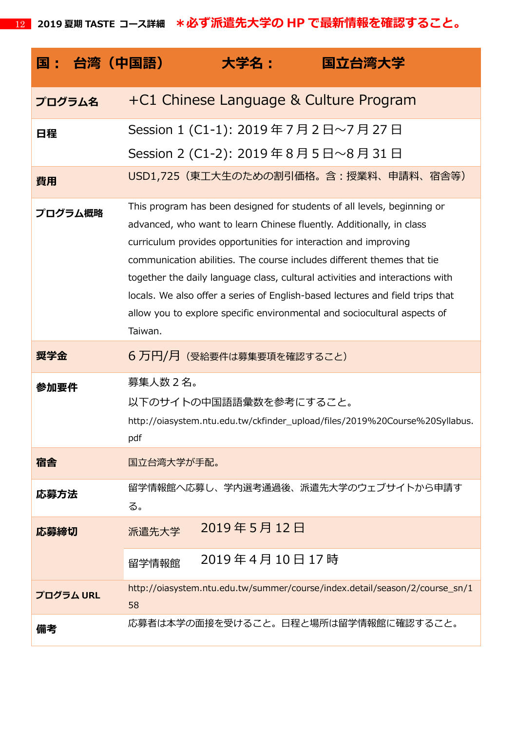2019 夏期 TASTE コース詳細　＊必ず派遣先大学の HP で最新情報を確認すること。

| 国： 台湾（中国語） | 大学名：　国立台湾大学 | |
|---|---|---|
| プログラム名 | +C1 Chinese Language & Culture Program | |
| 日程 | Session 1 (C1-1): 2019 年 7 月 2 日～7 月 27 日<br>Session 2 (C1-2): 2019 年 8 月 5 日～8 月 31 日 | |
| 費用 | USD1,725（東工大生のための割引価格。含：授業料、申請料、宿舎等） | |
| プログラム概略 | This program has been designed for students of all levels, beginning or advanced, who want to learn Chinese fluently. Additionally, in class curriculum provides opportunities for interaction and improving communication abilities. The course includes different themes that tie together the daily language class, cultural activities and interactions with locals. We also offer a series of English-based lectures and field trips that allow you to explore specific environmental and sociocultural aspects of Taiwan. | |
| 奨学金 | 6 万円/月（受給要件は募集要項を確認すること） | |
| 参加要件 | 募集人数 2 名。<br>以下のサイトの中国語語彙数を参考にすること。<br>http://oiasystem.ntu.edu.tw/ckfinder_upload/files/2019%20Course%20Syllabus.pdf | |
| 宿舎 | 国立台湾大学が手配。 | |
| 応募方法 | 留学情報館へ応募し、学内選考通過後、派遣先大学のウェブサイトから申請する。 | |
| 応募締切 | 派遣先大学 | 2019 年 5 月 12 日 |
| | 留学情報館 | 2019 年 4 月 10 日 17 時 |
| プログラム URL | http://oiasystem.ntu.edu.tw/summer/course/index.detail/season/2/course_sn/158 | |
| 備考 | 応募者は本学の面接を受けること。日程と場所は留学情報館に確認すること。 | |